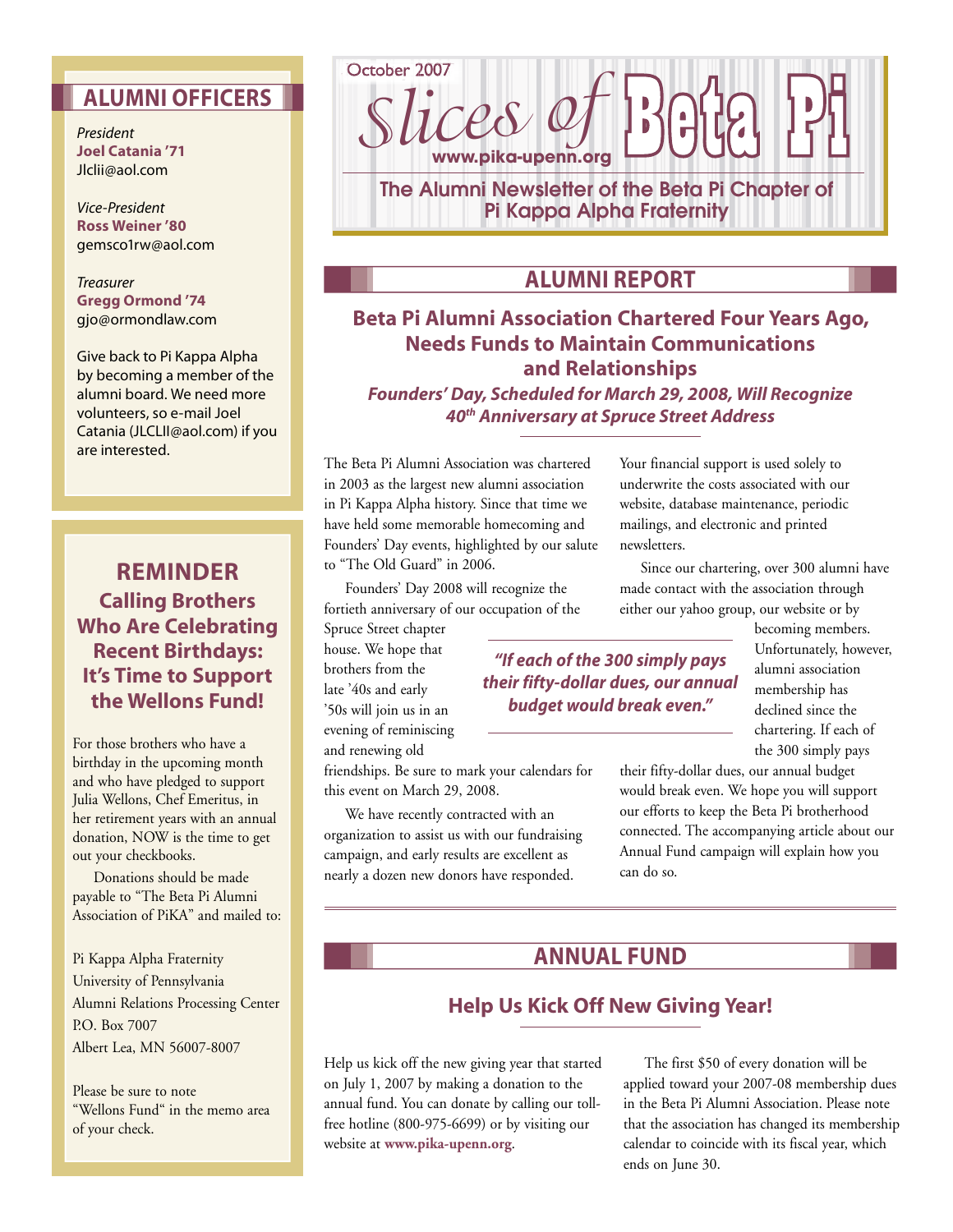October 2007

# Slices of Beta Pi

www.pika-upenn.org

The Alumni Newsletter of the Beta Pi Chapter of Pi Kappa Alpha Fraternity

## ALUMNI REPORT

### Beta Pi Alumni Association Chartered Four Years Ago, Needs Funds to Maintain Communications and Relationships

***Founders' Day, Scheduled for March 29, 2008, Will Recognize 40th Anniversary at Spruce Street Address***

The Beta Pi Alumni Association was chartered in 2003 as the largest new alumni association in Pi Kappa Alpha history. Since that time we have held some memorable homecoming and Founders' Day events, highlighted by our salute to "The Old Guard" in 2006.

Founders' Day 2008 will recognize the fortieth anniversary of our occupation of the Spruce Street chapter house. We hope that brothers from the late '40s and early '50s will join us in an evening of reminiscing and renewing old friendships. Be sure to mark your calendars for this event on March 29, 2008.

We have recently contracted with an organization to assist us with our fundraising campaign, and early results are excellent as nearly a dozen new donors have responded.

Your financial support is used solely to underwrite the costs associated with our website, database maintenance, periodic mailings, and electronic and printed newsletters.

Since our chartering, over 300 alumni have made contact with the association through either our yahoo group, our website or by becoming members. Unfortunately, however, alumni association membership has declined since the chartering. If each of the 300 simply pays their fifty-dollar dues, our annual budget would break even. We hope you will support our efforts to keep the Beta Pi brotherhood connected. The accompanying article about our Annual Fund campaign will explain how you can do so.

> ***"If each of the 300 simply pays their fifty-dollar dues, our annual budget would break even."***

## ANNUAL FUND

### Help Us Kick Off New Giving Year!

Help us kick off the new giving year that started on July 1, 2007 by making a donation to the annual fund. You can donate by calling our toll-free hotline (800-975-6699) or by visiting our website at **www.pika-upenn.org**.

The first $50 of every donation will be applied toward your 2007-08 membership dues in the Beta Pi Alumni Association. Please note that the association has changed its membership calendar to coincide with its fiscal year, which ends on June 30.

## ALUMNI OFFICERS

*President*
**Joel Catania '71**
Jlclii@aol.com

*Vice-President*
**Ross Weiner '80**
gemsco1rw@aol.com

*Treasurer*
**Gregg Ormond '74**
gjo@ormondlaw.com

Give back to Pi Kappa Alpha by becoming a member of the alumni board. We need more volunteers, so e-mail Joel Catania (JLCLII@aol.com) if you are interested.

## REMINDER

### Calling Brothers Who Are Celebrating Recent Birthdays: It's Time to Support the Wellons Fund!

For those brothers who have a birthday in the upcoming month and who have pledged to support Julia Wellons, Chef Emeritus, in her retirement years with an annual donation, NOW is the time to get out your checkbooks.

Donations should be made payable to "The Beta Pi Alumni Association of PiKA" and mailed to:

Pi Kappa Alpha Fraternity
University of Pennsylvania
Alumni Relations Processing Center
P.O. Box 7007
Albert Lea, MN 56007-8007

Please be sure to note "Wellons Fund" in the memo area of your check.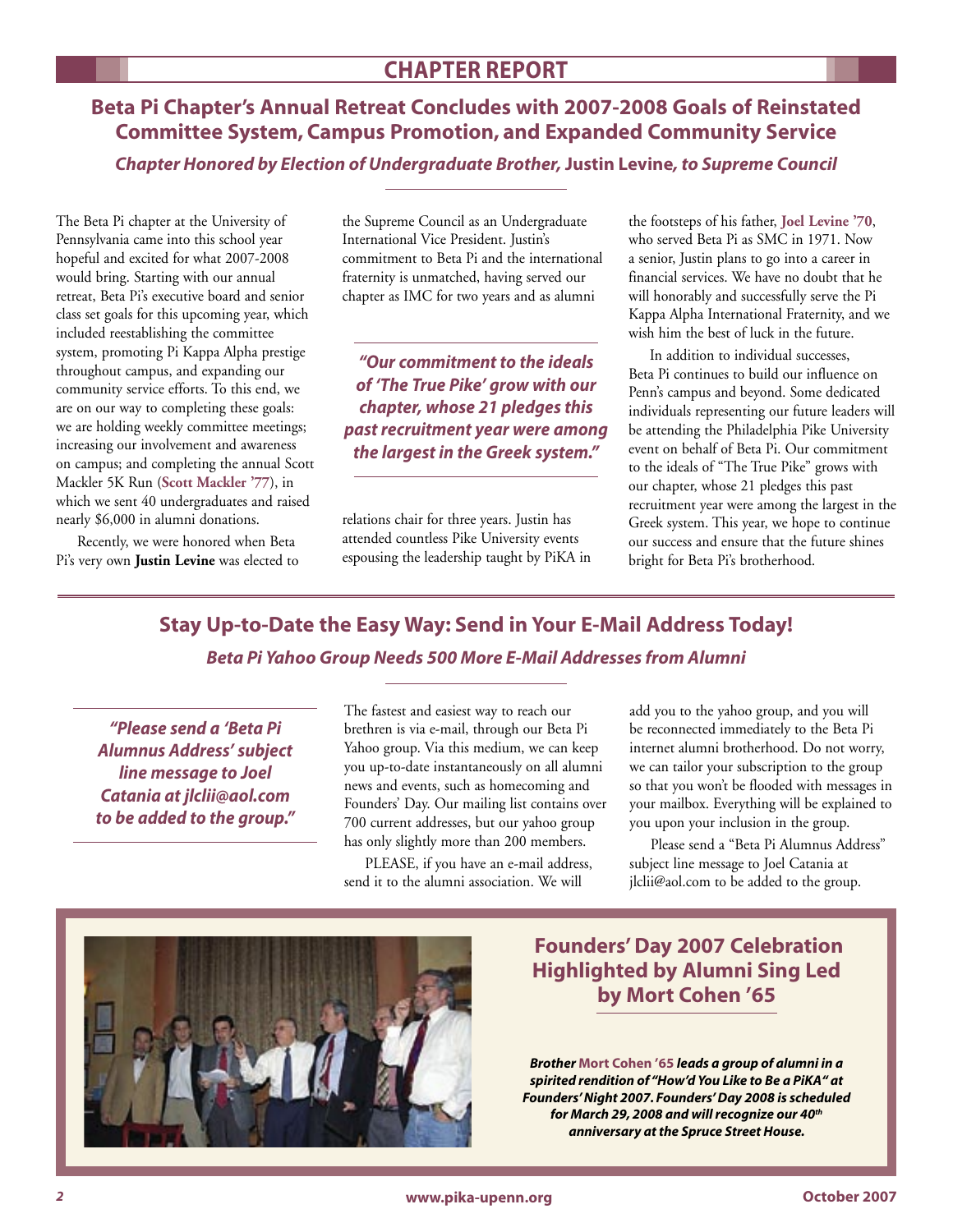## CHAPTER REPORT

## Beta Pi Chapter's Annual Retreat Concludes with 2007-2008 Goals of Reinstated Committee System, Campus Promotion, and Expanded Community Service

***Chapter Honored by Election of Undergraduate Brother,* Justin Levine*, to Supreme Council***

The Beta Pi chapter at the University of Pennsylvania came into this school year hopeful and excited for what 2007-2008 would bring. Starting with our annual retreat, Beta Pi's executive board and senior class set goals for this upcoming year, which included reestablishing the committee system, promoting Pi Kappa Alpha prestige throughout campus, and expanding our community service efforts. To this end, we are on our way to completing these goals: we are holding weekly committee meetings; increasing our involvement and awareness on campus; and completing the annual Scott Mackler 5K Run (**Scott Mackler '77**), in which we sent 40 undergraduates and raised nearly $6,000 in alumni donations.

Recently, we were honored when Beta Pi's very own **Justin Levine** was elected to the Supreme Council as an Undergraduate International Vice President. Justin's commitment to Beta Pi and the international fraternity is unmatched, having served our chapter as IMC for two years and as alumni relations chair for three years. Justin has attended countless Pike University events espousing the leadership taught by PiKA in the footsteps of his father, **Joel Levine '70**, who served Beta Pi as SMC in 1971. Now a senior, Justin plans to go into a career in financial services. We have no doubt that he will honorably and successfully serve the Pi Kappa Alpha International Fraternity, and we wish him the best of luck in the future.

***"Our commitment to the ideals of 'The True Pike' grow with our chapter, whose 21 pledges this past recruitment year were among the largest in the Greek system."***

In addition to individual successes, Beta Pi continues to build our influence on Penn's campus and beyond. Some dedicated individuals representing our future leaders will be attending the Philadelphia Pike University event on behalf of Beta Pi. Our commitment to the ideals of "The True Pike" grows with our chapter, whose 21 pledges this past recruitment year were among the largest in the Greek system. This year, we hope to continue our success and ensure that the future shines bright for Beta Pi's brotherhood.

## Stay Up-to-Date the Easy Way: Send in Your E-Mail Address Today!

***Beta Pi Yahoo Group Needs 500 More E-Mail Addresses from Alumni***

***"Please send a 'Beta Pi Alumnus Address' subject line message to Joel Catania at jlclii@aol.com to be added to the group."***

The fastest and easiest way to reach our brethren is via e-mail, through our Beta Pi Yahoo group. Via this medium, we can keep you up-to-date instantaneously on all alumni news and events, such as homecoming and Founders' Day. Our mailing list contains over 700 current addresses, but our yahoo group has only slightly more than 200 members.

PLEASE, if you have an e-mail address, send it to the alumni association. We will add you to the yahoo group, and you will be reconnected immediately to the Beta Pi internet alumni brotherhood. Do not worry, we can tailor your subscription to the group so that you won't be flooded with messages in your mailbox. Everything will be explained to you upon your inclusion in the group.

Please send a "Beta Pi Alumnus Address" subject line message to Joel Catania at jlclii@aol.com to be added to the group.

## Founders' Day 2007 Celebration Highlighted by Alumni Sing Led by Mort Cohen '65

***Brother* Mort Cohen '65 *leads a group of alumni in a spirited rendition of "How'd You Like to Be a PiKA" at Founders' Night 2007. Founders' Day 2008 is scheduled for March 29, 2008 and will recognize our 40th anniversary at the Spruce Street House.***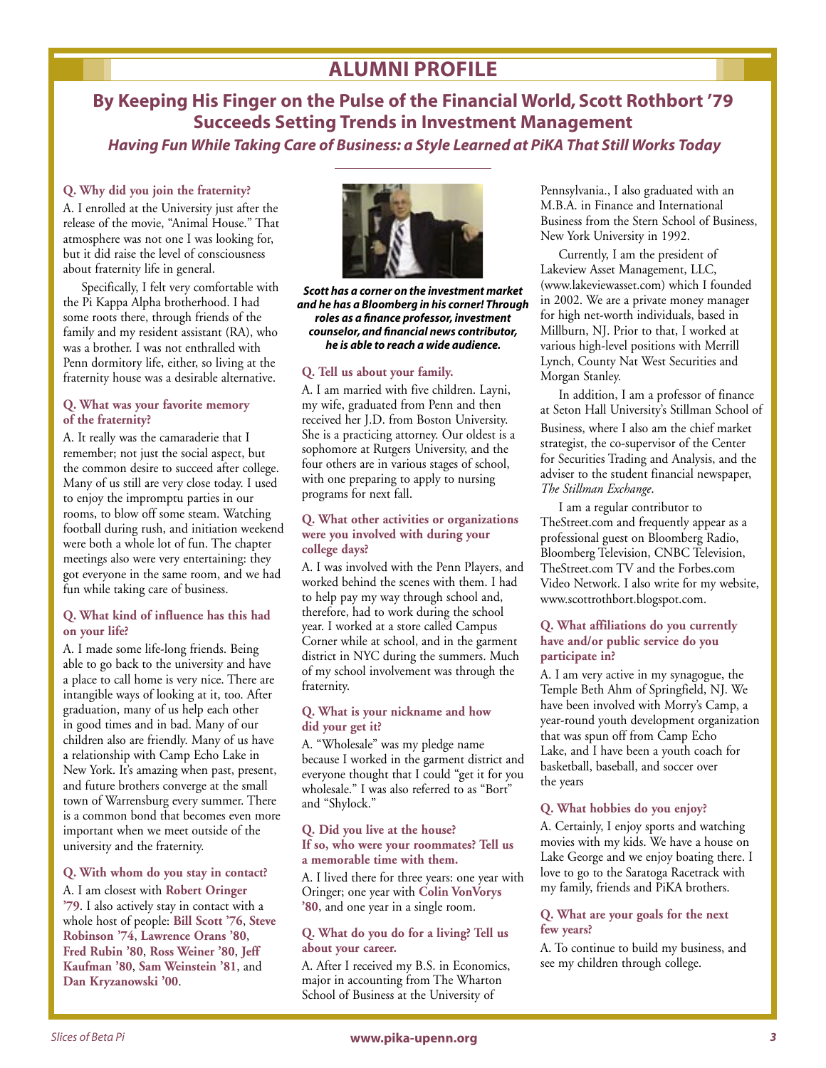# ALUMNI PROFILE

## By Keeping His Finger on the Pulse of the Financial World, Scott Rothbort '79 Succeeds Setting Trends in Investment Management

### *Having Fun While Taking Care of Business: a Style Learned at PiKA That Still Works Today*

**Q. Why did you join the fraternity?**

A. I enrolled at the University just after the release of the movie, "Animal House." That atmosphere was not one I was looking for, but it did raise the level of consciousness about fraternity life in general.

Specifically, I felt very comfortable with the Pi Kappa Alpha brotherhood. I had some roots there, through friends of the family and my resident assistant (RA), who was a brother. I was not enthralled with Penn dormitory life, either, so living at the fraternity house was a desirable alternative.

**Q. What was your favorite memory of the fraternity?**

A. It really was the camaraderie that I remember; not just the social aspect, but the common desire to succeed after college. Many of us still are very close today. I used to enjoy the impromptu parties in our rooms, to blow off some steam. Watching football during rush, and initiation weekend were both a whole lot of fun. The chapter meetings also were very entertaining: they got everyone in the same room, and we had fun while taking care of business.

**Q. What kind of influence has this had on your life?**

A. I made some life-long friends. Being able to go back to the university and have a place to call home is very nice. There are intangible ways of looking at it, too. After graduation, many of us help each other in good times and in bad. Many of our children also are friendly. Many of us have a relationship with Camp Echo Lake in New York. It's amazing when past, present, and future brothers converge at the small town of Warrensburg every summer. There is a common bond that becomes even more important when we meet outside of the university and the fraternity.

**Q. With whom do you stay in contact?**

A. I am closest with **Robert Oringer '79**. I also actively stay in contact with a whole host of people: **Bill Scott '76**, **Steve Robinson '74**, **Lawrence Orans '80**, **Fred Rubin '80**, **Ross Weiner '80**, **Jeff Kaufman '80**, **Sam Weinstein '81**, and **Dan Kryzanowski '00**.

***Scott has a corner on the investment market and he has a Bloomberg in his corner! Through roles as a finance professor, investment counselor, and financial news contributor, he is able to reach a wide audience.***

**Q. Tell us about your family.**

A. I am married with five children. Layni, my wife, graduated from Penn and then received her J.D. from Boston University. She is a practicing attorney. Our oldest is a sophomore at Rutgers University, and the four others are in various stages of school, with one preparing to apply to nursing programs for next fall.

**Q. What other activities or organizations were you involved with during your college days?**

A. I was involved with the Penn Players, and worked behind the scenes with them. I had to help pay my way through school and, therefore, had to work during the school year. I worked at a store called Campus Corner while at school, and in the garment district in NYC during the summers. Much of my school involvement was through the fraternity.

**Q. What is your nickname and how did your get it?**

A. "Wholesale" was my pledge name because I worked in the garment district and everyone thought that I could "get it for you wholesale." I was also referred to as "Bort" and "Shylock."

**Q. Did you live at the house? If so, who were your roommates? Tell us a memorable time with them.**

A. I lived there for three years: one year with Oringer; one year with **Colin VonVorys '80**, and one year in a single room.

**Q. What do you do for a living? Tell us about your career.**

A. After I received my B.S. in Economics, major in accounting from The Wharton School of Business at the University of Pennsylvania., I also graduated with an M.B.A. in Finance and International Business from the Stern School of Business, New York University in 1992.

Currently, I am the president of Lakeview Asset Management, LLC, (www.lakeviewasset.com) which I founded in 2002. We are a private money manager for high net-worth individuals, based in Millburn, NJ. Prior to that, I worked at various high-level positions with Merrill Lynch, County Nat West Securities and Morgan Stanley.

In addition, I am a professor of finance at Seton Hall University's Stillman School of Business, where I also am the chief market strategist, the co-supervisor of the Center for Securities Trading and Analysis, and the adviser to the student financial newspaper, *The Stillman Exchange*.

I am a regular contributor to TheStreet.com and frequently appear as a professional guest on Bloomberg Radio, Bloomberg Television, CNBC Television, TheStreet.com TV and the Forbes.com Video Network. I also write for my website, www.scottrothbort.blogspot.com.

**Q. What affiliations do you currently have and/or public service do you participate in?**

A. I am very active in my synagogue, the Temple Beth Ahm of Springfield, NJ. We have been involved with Morry's Camp, a year-round youth development organization that was spun off from Camp Echo Lake, and I have been a youth coach for basketball, baseball, and soccer over the years

**Q. What hobbies do you enjoy?**

A. Certainly, I enjoy sports and watching movies with my kids. We have a house on Lake George and we enjoy boating there. I love to go to the Saratoga Racetrack with my family, friends and PiKA brothers.

**Q. What are your goals for the next few years?**

A. To continue to build my business, and see my children through college.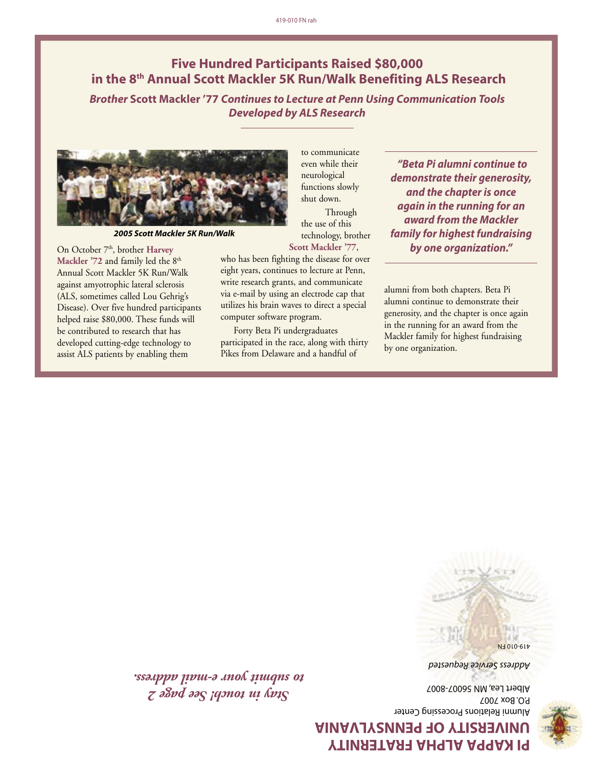## Five Hundred Participants Raised $80,000 in the 8th Annual Scott Mackler 5K Run/Walk Benefiting ALS Research

### *Brother* Scott Mackler '77 *Continues to Lecture at Penn Using Communication Tools Developed by ALS Research*

***2005 Scott Mackler 5K Run/Walk***

On October 7th, brother **Harvey Mackler '72** and family led the 8th Annual Scott Mackler 5K Run/Walk against amyotrophic lateral sclerosis (ALS, sometimes called Lou Gehrig's Disease). Over five hundred participants helped raise $80,000. These funds will be contributed to research that has developed cutting-edge technology to assist ALS patients by enabling them to communicate even while their neurological functions slowly shut down.

Through the use of this technology, brother **Scott Mackler '77**, who has been fighting the disease for over eight years, continues to lecture at Penn, write research grants, and communicate via e-mail by using an electrode cap that utilizes his brain waves to direct a special computer software program.

Forty Beta Pi undergraduates participated in the race, along with thirty Pikes from Delaware and a handful of alumni from both chapters. Beta Pi alumni continue to demonstrate their generosity, and the chapter is once again in the running for an award from the Mackler family for highest fundraising by one organization.

> ***"Beta Pi alumni continue to demonstrate their generosity, and the chapter is once again in the running for an award from the Mackler family for highest fundraising by one organization."***

**PI KAPPA ALPHA FRATERNITY**
**UNIVERSITY OF PENNSYLVANIA**

Alumni Relations Processing Center
P.O. Box 7007
Albert Lea, MN 56007-8007

*Address Service Requested*

419-010 FN

*Stay in touch! See page 2 to submit your e-mail address.*